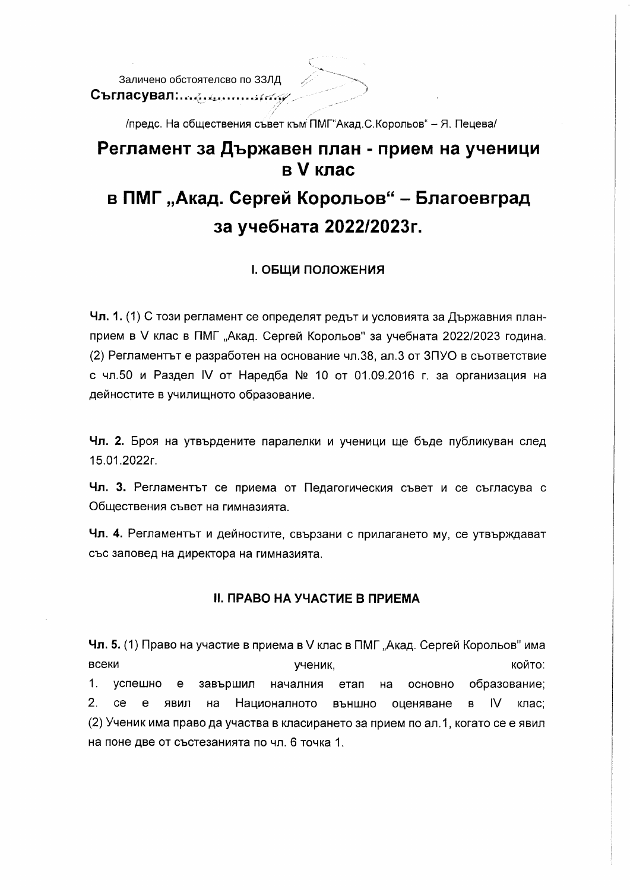Заличено обстоятелсво по ЗЗЛД
**Съгласувал:......................**

/предс. На обществения съвет към ПМГ"Акад.С.Корольов" – Я. Пецева/

# Регламент за Държавен план - прием на ученици в V клас

# в ПМГ „Акад. Сергей Корольов" – Благоевград за учебната 2022/2023г.

## I. ОБЩИ ПОЛОЖЕНИЯ

**Чл. 1.** (1) С този регламент се определят редът и условията за Държавния план-прием в V клас в ПМГ „Акад. Сергей Корольов" за учебната 2022/2023 година.
(2) Регламентът е разработен на основание чл.38, ал.3 от ЗПУО в съответствие с чл.50 и Раздел IV от Наредба № 10 от 01.09.2016 г. за организация на дейностите в училищното образование.

**Чл. 2.** Броя на утвърдените паралелки и ученици ще бъде публикуван след 15.01.2022г.

**Чл. 3.** Регламентът се приема от Педагогическия съвет и се съгласува с Обществения съвет на гимназията.

**Чл. 4.** Регламентът и дейностите, свързани с прилагането му, се утвърждават със заповед на директора на гимназията.

## II. ПРАВО НА УЧАСТИЕ В ПРИЕМА

**Чл. 5.** (1) Право на участие в приема в V клас в ПМГ „Акад. Сергей Корольов" има всеки ученик, който:
1. успешно е завършил началния етап на основно образование;
2. се е явил на Националното външно оценяване в IV клас;
(2) Ученик има право да участва в класирането за прием по ал.1, когато се е явил на поне две от състезанията по чл. 6 точка 1.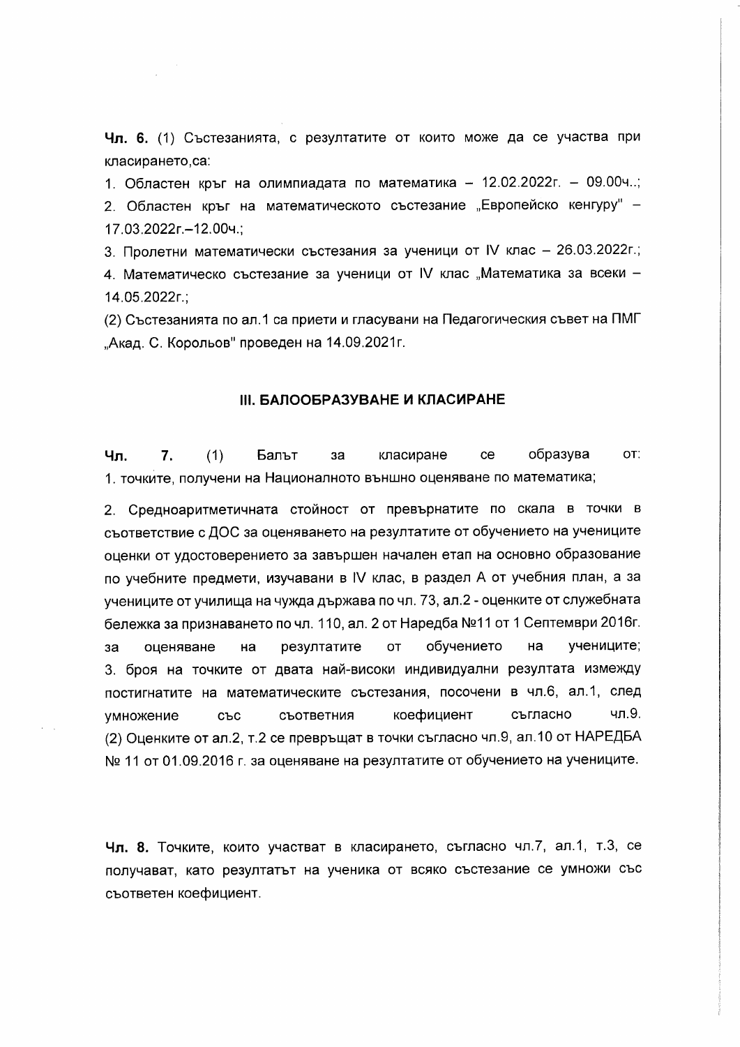**Чл. 6.** (1) Състезанията, с резултатите от които може да се участва при класирането,са:

1. Областен кръг на олимпиадата по математика – 12.02.2022г. – 09.00ч..;
2. Областен кръг на математическото състезание „Европейско кенгуру" – 17.03.2022г.–12.00ч.;
3. Пролетни математически състезания за ученици от IV клас – 26.03.2022г.;
4. Математическо състезание за ученици от IV клас „Математика за всеки – 14.05.2022г.;

(2) Състезанията по ал.1 са приети и гласувани на Педагогическия съвет на ПМГ „Акад. С. Корольов" проведен на 14.09.2021г.

## III. БАЛООБРАЗУВАНЕ И КЛАСИРАНЕ

**Чл. 7.** (1) Балът за класиране се образува от:

1. точките, получени на Националното външно оценяване по математика;
2. Средноаритметичната стойност от превърнатите по скала в точки в съответствие с ДОС за оценяването на резултатите от обучението на учениците оценки от удостоверението за завършен начален етап на основно образование по учебните предмети, изучавани в IV клас, в раздел А от учебния план, а за учениците от училища на чужда държава по чл. 73, ал.2 - оценките от служебната бележка за признаването по чл. 110, ал. 2 от Наредба №11 от 1 Септември 2016г. за оценяване на резултатите от обучението на учениците;
3. броя на точките от двата най-високи индивидуални резултата измежду постигнатите на математическите състезания, посочени в чл.6, ал.1, след умножение със съответния коефициент съгласно чл.9.

(2) Оценките от ал.2, т.2 се превръщат в точки съгласно чл.9, ал.10 от НАРЕДБА № 11 от 01.09.2016 г. за оценяване на резултатите от обучението на учениците.

**Чл. 8.** Точките, които участват в класирането, съгласно чл.7, ал.1, т.3, се получават, като резултатът на ученика от всяко състезание се умножи със съответен коефициент.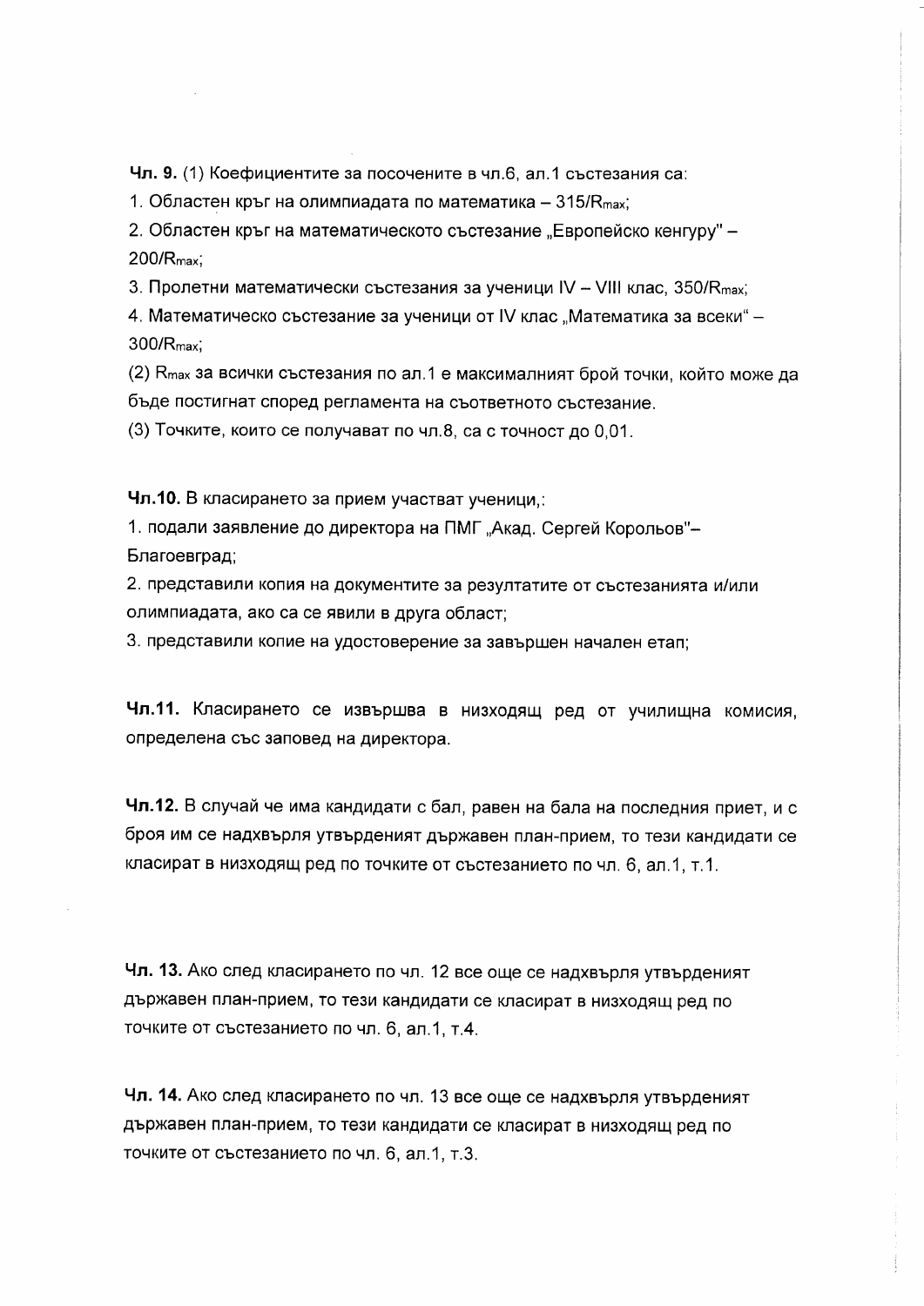**Чл. 9.** (1) Коефициентите за посочените в чл.6, ал.1 състезания са:

1. Областен кръг на олимпиадата по математика – $315/R_{max}$;
2. Областен кръг на математическото състезание „Европейско кенгуру" – $200/R_{max}$;
3. Пролетни математически състезания за ученици IV – VIII клас, $350/R_{max}$;
4. Математическо състезание за ученици от IV клас „Математика за всеки" – $300/R_{max}$;

(2) $R_{max}$ за всички състезания по ал.1 е максималният брой точки, който може да бъде постигнат според регламента на съответното състезание.

(3) Точките, които се получават по чл.8, са с точност до 0,01.

**Чл.10.** В класирането за прием участват ученици,:

1. подали заявление до директора на ПМГ „Акад. Сергей Корольов"– Благоевград;
2. представили копия на документите за резултатите от състезанията и/или олимпиадата, ако са се явили в друга област;
3. представили копие на удостоверение за завършен начален етап;

**Чл.11.** Класирането се извършва в низходящ ред от училищна комисия, определена със заповед на директора.

**Чл.12.** В случай че има кандидати с бал, равен на бала на последния приет, и с броя им се надхвърля утвърденият държавен план-прием, то тези кандидати се класират в низходящ ред по точките от състезанието по чл. 6, ал.1, т.1.

**Чл. 13.** Ако след класирането по чл. 12 все още се надхвърля утвърденият държавен план-прием, то тези кандидати се класират в низходящ ред по точките от състезанието по чл. 6, ал.1, т.4.

**Чл. 14.** Ако след класирането по чл. 13 все още се надхвърля утвърденият държавен план-прием, то тези кандидати се класират в низходящ ред по точките от състезанието по чл. 6, ал.1, т.3.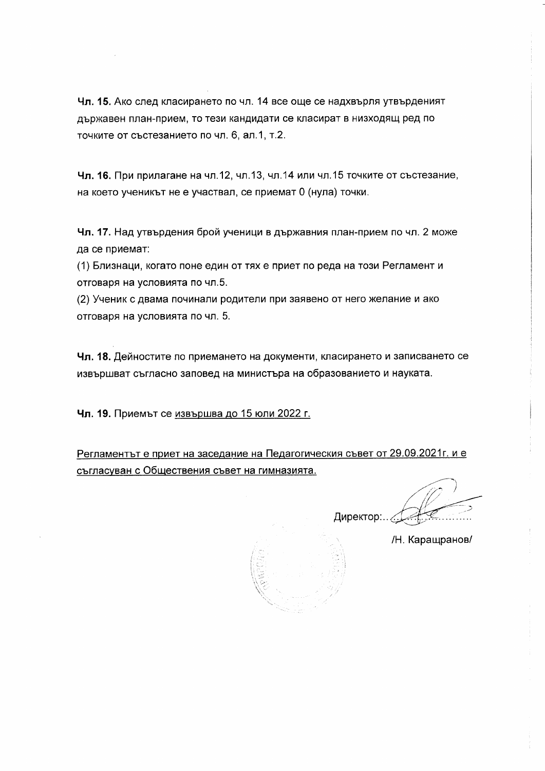**Чл. 15.** Ако след класирането по чл. 14 все още се надхвърля утвърденият държавен план-прием, то тези кандидати се класират в низходящ ред по точките от състезанието по чл. 6, ал.1, т.2.

**Чл. 16.** При прилагане на чл.12, чл.13, чл.14 или чл.15 точките от състезание, на което ученикът не е участвал, се приемат 0 (нула) точки.

**Чл. 17.** Над утвърдения брой ученици в държавния план-прием по чл. 2 може да се приемат:

(1) Близнаци, когато поне един от тях е приет по реда на този Регламент и отговаря на условията по чл.5.

(2) Ученик с двама починали родители при заявено от него желание и ако отговаря на условията по чл. 5.

**Чл. 18.** Дейностите по приемането на документи, класирането и записването се извършват съгласно заповед на министъра на образованието и науката.

**Чл. 19.** Приемът се извършва до 15 юли 2022 г.

Регламентът е приет на заседание на Педагогическия съвет от 29.09.2021г. и е съгласуван с Обществения съвет на гимназията.

Директор:.....................

/Н. Каращранов/